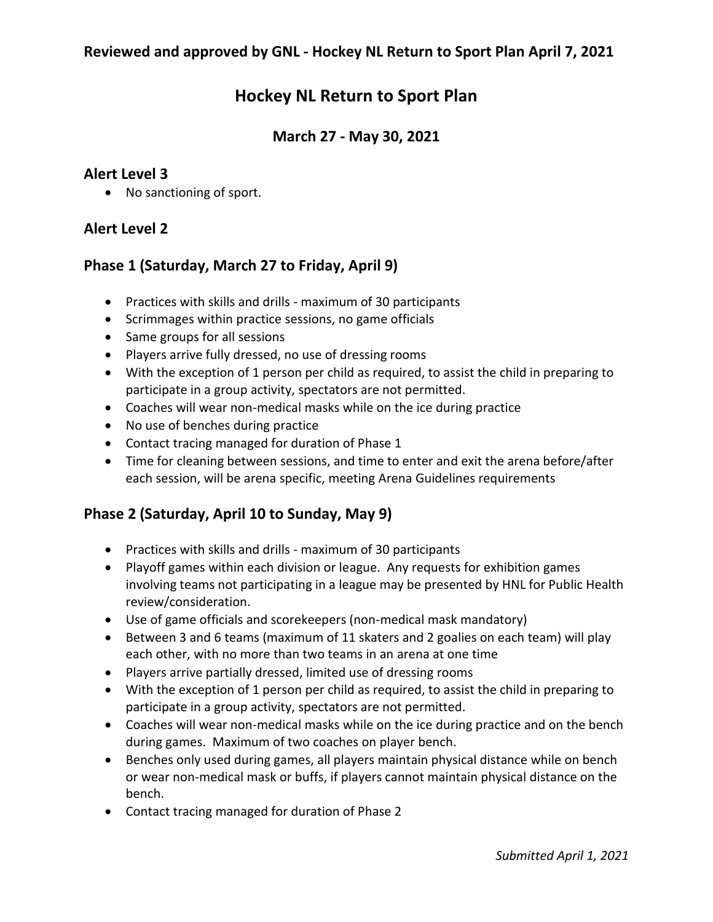**Reviewed and approved by GNL - Hockey NL Return to Sport Plan April 7, 2021**

# Hockey NL Return to Sport Plan

### March 27 - May 30, 2021

## Alert Level 3

- No sanctioning of sport.

## Alert Level 2

## Phase 1 (Saturday, March 27 to Friday, April 9)

- Practices with skills and drills - maximum of 30 participants
- Scrimmages within practice sessions, no game officials
- Same groups for all sessions
- Players arrive fully dressed, no use of dressing rooms
- With the exception of 1 person per child as required, to assist the child in preparing to participate in a group activity, spectators are not permitted.
- Coaches will wear non-medical masks while on the ice during practice
- No use of benches during practice
- Contact tracing managed for duration of Phase 1
- Time for cleaning between sessions, and time to enter and exit the arena before/after each session, will be arena specific, meeting Arena Guidelines requirements

## Phase 2 (Saturday, April 10 to Sunday, May 9)

- Practices with skills and drills - maximum of 30 participants
- Playoff games within each division or league. Any requests for exhibition games involving teams not participating in a league may be presented by HNL for Public Health review/consideration.
- Use of game officials and scorekeepers (non-medical mask mandatory)
- Between 3 and 6 teams (maximum of 11 skaters and 2 goalies on each team) will play each other, with no more than two teams in an arena at one time
- Players arrive partially dressed, limited use of dressing rooms
- With the exception of 1 person per child as required, to assist the child in preparing to participate in a group activity, spectators are not permitted.
- Coaches will wear non-medical masks while on the ice during practice and on the bench during games. Maximum of two coaches on player bench.
- Benches only used during games, all players maintain physical distance while on bench or wear non-medical mask or buffs, if players cannot maintain physical distance on the bench.
- Contact tracing managed for duration of Phase 2

*Submitted April 1, 2021*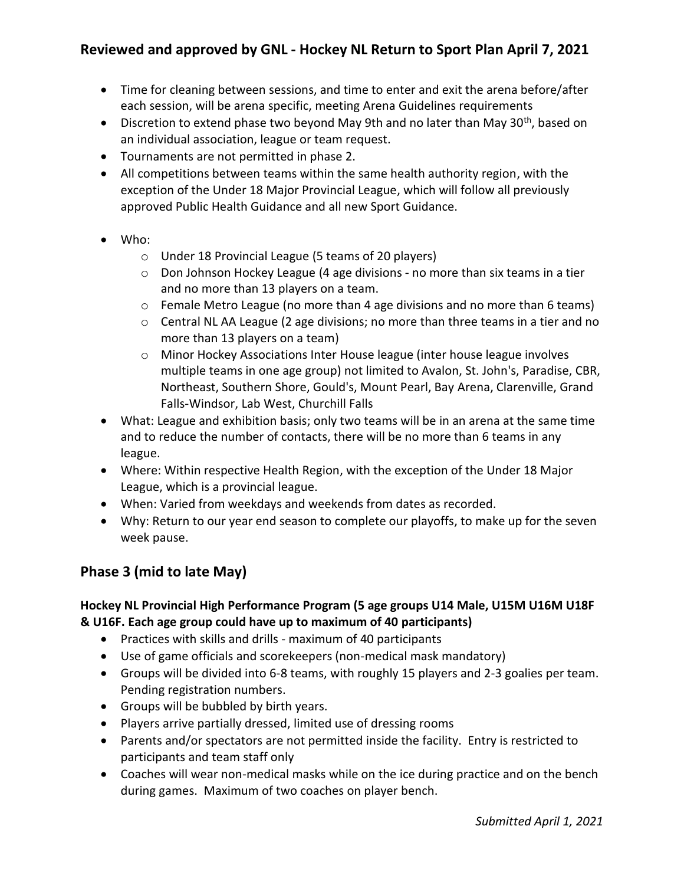- Time for cleaning between sessions, and time to enter and exit the arena before/after each session, will be arena specific, meeting Arena Guidelines requirements
- Discretion to extend phase two beyond May 9th and no later than May 30th, based on an individual association, league or team request.
- Tournaments are not permitted in phase 2.
- All competitions between teams within the same health authority region, with the exception of the Under 18 Major Provincial League, which will follow all previously approved Public Health Guidance and all new Sport Guidance.

- Who:
  - Under 18 Provincial League (5 teams of 20 players)
  - Don Johnson Hockey League (4 age divisions - no more than six teams in a tier and no more than 13 players on a team.
  - Female Metro League (no more than 4 age divisions and no more than 6 teams)
  - Central NL AA League (2 age divisions; no more than three teams in a tier and no more than 13 players on a team)
  - Minor Hockey Associations Inter House league (inter house league involves multiple teams in one age group) not limited to Avalon, St. John's, Paradise, CBR, Northeast, Southern Shore, Gould's, Mount Pearl, Bay Arena, Clarenville, Grand Falls-Windsor, Lab West, Churchill Falls
- What: League and exhibition basis; only two teams will be in an arena at the same time and to reduce the number of contacts, there will be no more than 6 teams in any league.
- Where: Within respective Health Region, with the exception of the Under 18 Major League, which is a provincial league.
- When: Varied from weekdays and weekends from dates as recorded.
- Why: Return to our year end season to complete our playoffs, to make up for the seven week pause.

## Phase 3 (mid to late May)

**Hockey NL Provincial High Performance Program (5 age groups U14 Male, U15M U16M U18F & U16F. Each age group could have up to maximum of 40 participants)**

- Practices with skills and drills - maximum of 40 participants
- Use of game officials and scorekeepers (non-medical mask mandatory)
- Groups will be divided into 6-8 teams, with roughly 15 players and 2-3 goalies per team. Pending registration numbers.
- Groups will be bubbled by birth years.
- Players arrive partially dressed, limited use of dressing rooms
- Parents and/or spectators are not permitted inside the facility. Entry is restricted to participants and team staff only
- Coaches will wear non-medical masks while on the ice during practice and on the bench during games. Maximum of two coaches on player bench.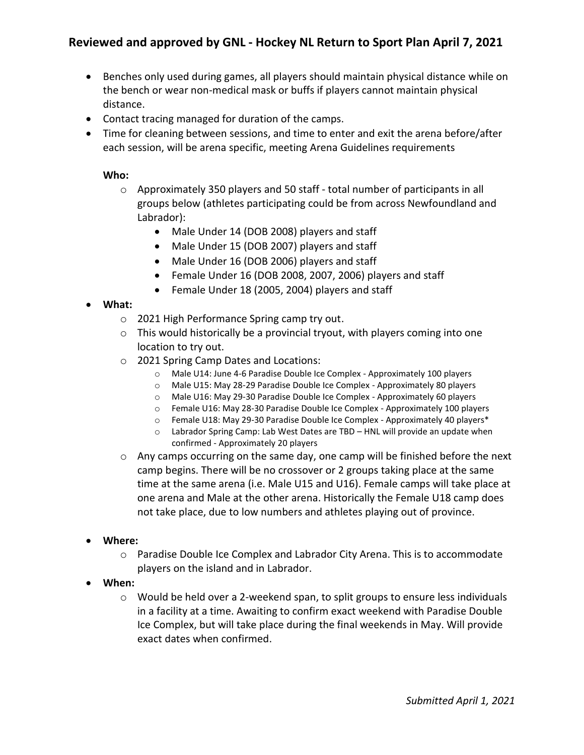- Benches only used during games, all players should maintain physical distance while on the bench or wear non-medical mask or buffs if players cannot maintain physical distance.
- Contact tracing managed for duration of the camps.
- Time for cleaning between sessions, and time to enter and exit the arena before/after each session, will be arena specific, meeting Arena Guidelines requirements

  **Who:**
    - Approximately 350 players and 50 staff - total number of participants in all groups below (athletes participating could be from across Newfoundland and Labrador):
      - Male Under 14 (DOB 2008) players and staff
      - Male Under 15 (DOB 2007) players and staff
      - Male Under 16 (DOB 2006) players and staff
      - Female Under 16 (DOB 2008, 2007, 2006) players and staff
      - Female Under 18 (2005, 2004) players and staff
- **What:**
    - 2021 High Performance Spring camp try out.
    - This would historically be a provincial tryout, with players coming into one location to try out.
    - 2021 Spring Camp Dates and Locations:
      - Male U14: June 4-6 Paradise Double Ice Complex - Approximately 100 players
      - Male U15: May 28-29 Paradise Double Ice Complex - Approximately 80 players
      - Male U16: May 29-30 Paradise Double Ice Complex - Approximately 60 players
      - Female U16: May 28-30 Paradise Double Ice Complex - Approximately 100 players
      - Female U18: May 29-30 Paradise Double Ice Complex - Approximately 40 players*
      - Labrador Spring Camp: Lab West Dates are TBD – HNL will provide an update when confirmed - Approximately 20 players
    - Any camps occurring on the same day, one camp will be finished before the next camp begins. There will be no crossover or 2 groups taking place at the same time at the same arena (i.e. Male U15 and U16). Female camps will take place at one arena and Male at the other arena. Historically the Female U18 camp does not take place, due to low numbers and athletes playing out of province.
- **Where:**
    - Paradise Double Ice Complex and Labrador City Arena. This is to accommodate players on the island and in Labrador.
- **When:**
    - Would be held over a 2-weekend span, to split groups to ensure less individuals in a facility at a time. Awaiting to confirm exact weekend with Paradise Double Ice Complex, but will take place during the final weekends in May. Will provide exact dates when confirmed.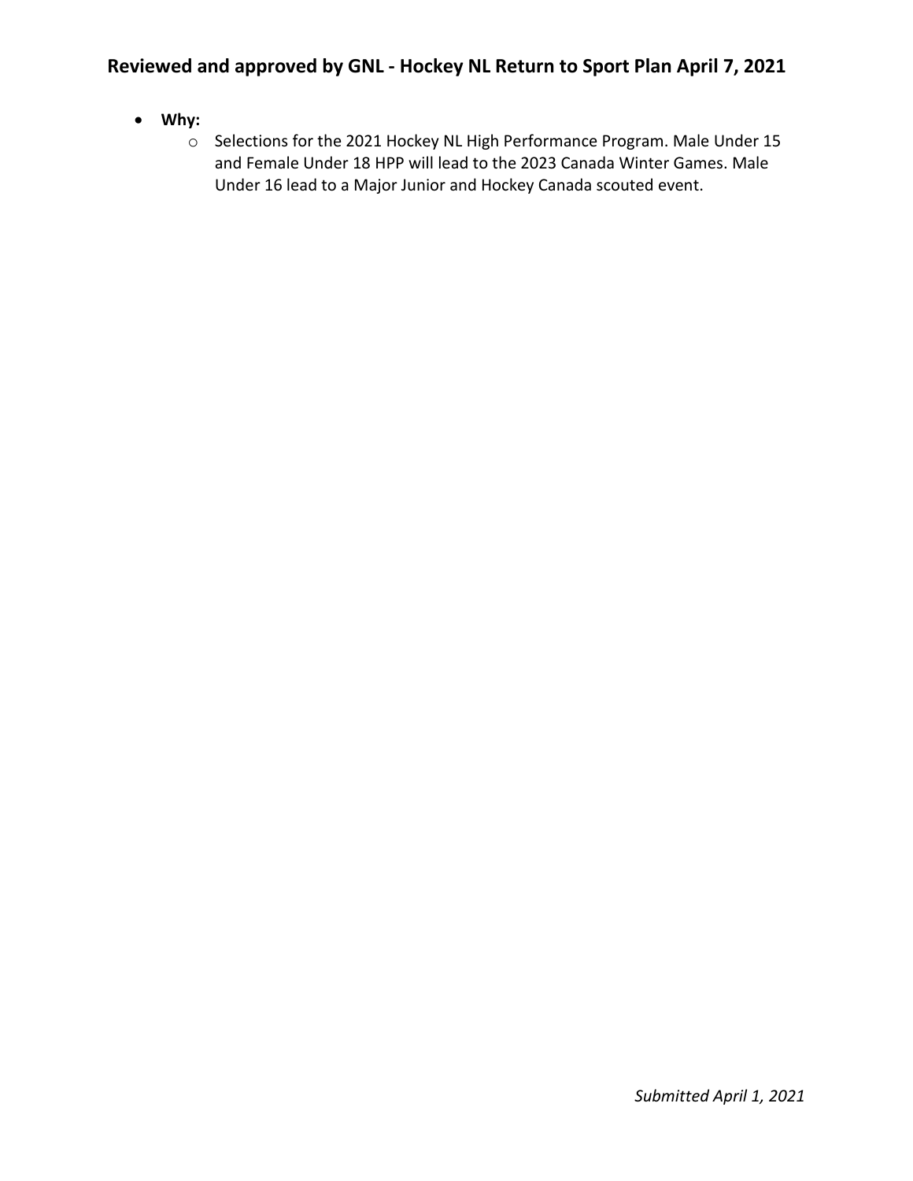- **Why:**
    - Selections for the 2021 Hockey NL High Performance Program. Male Under 15 and Female Under 18 HPP will lead to the 2023 Canada Winter Games. Male Under 16 lead to a Major Junior and Hockey Canada scouted event.

*Submitted April 1, 2021*